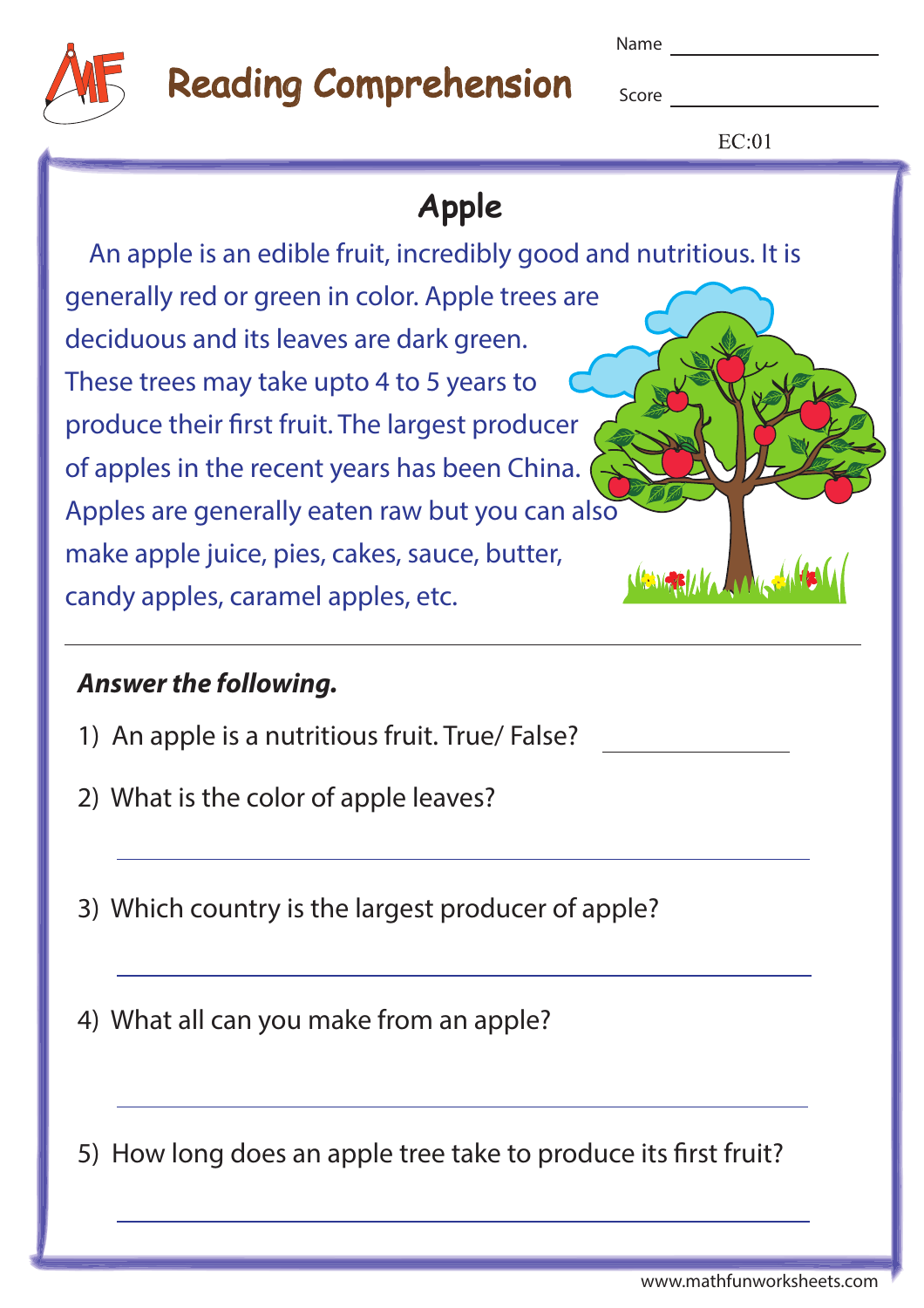# Reading Comprehension

Name ____________

Score ____________

EC:01

## Apple

An apple is an edible fruit, incredibly good and nutritious. It is generally red or green in color. Apple trees are deciduous and its leaves are dark green. These trees may take upto 4 to 5 years to produce their first fruit. The largest producer of apples in the recent years has been China. Apples are generally eaten raw but you can also make apple juice, pies, cakes, sauce, butter, candy apples, caramel apples, etc.

***Answer the following.***

1) An apple is a nutritious fruit. True/ False? ____________

2) What is the color of apple leaves?

____________________________________________

3) Which country is the largest producer of apple?

____________________________________________

4) What all can you make from an apple?

____________________________________________

5) How long does an apple tree take to produce its first fruit?

____________________________________________

www.mathfunworksheets.com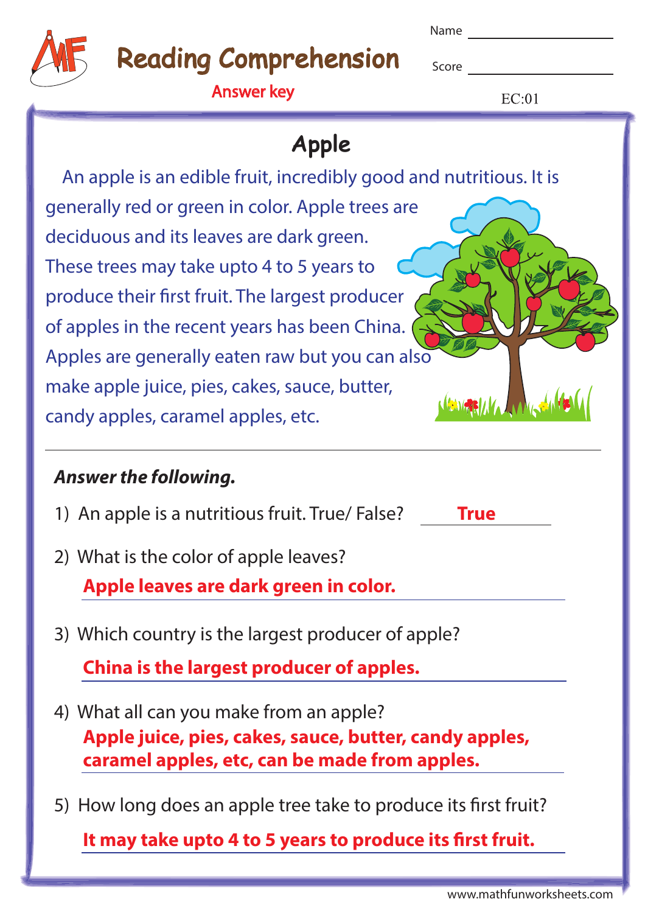# Reading Comprehension

Answer key

Name ____________

Score ____________

EC:01

## Apple

An apple is an edible fruit, incredibly good and nutritious. It is generally red or green in color. Apple trees are deciduous and its leaves are dark green. These trees may take upto 4 to 5 years to produce their first fruit. The largest producer of apples in the recent years has been China. Apples are generally eaten raw but you can also make apple juice, pies, cakes, sauce, butter, candy apples, caramel apples, etc.

***Answer the following.***

1) An apple is a nutritious fruit. True/ False? **True**

2) What is the color of apple leaves?

   **Apple leaves are dark green in color.**

3) Which country is the largest producer of apple?

   **China is the largest producer of apples.**

4) What all can you make from an apple?

   **Apple juice, pies, cakes, sauce, butter, candy apples, caramel apples, etc, can be made from apples.**

5) How long does an apple tree take to produce its first fruit?

   **It may take upto 4 to 5 years to produce its first fruit.**

www.mathfunworksheets.com